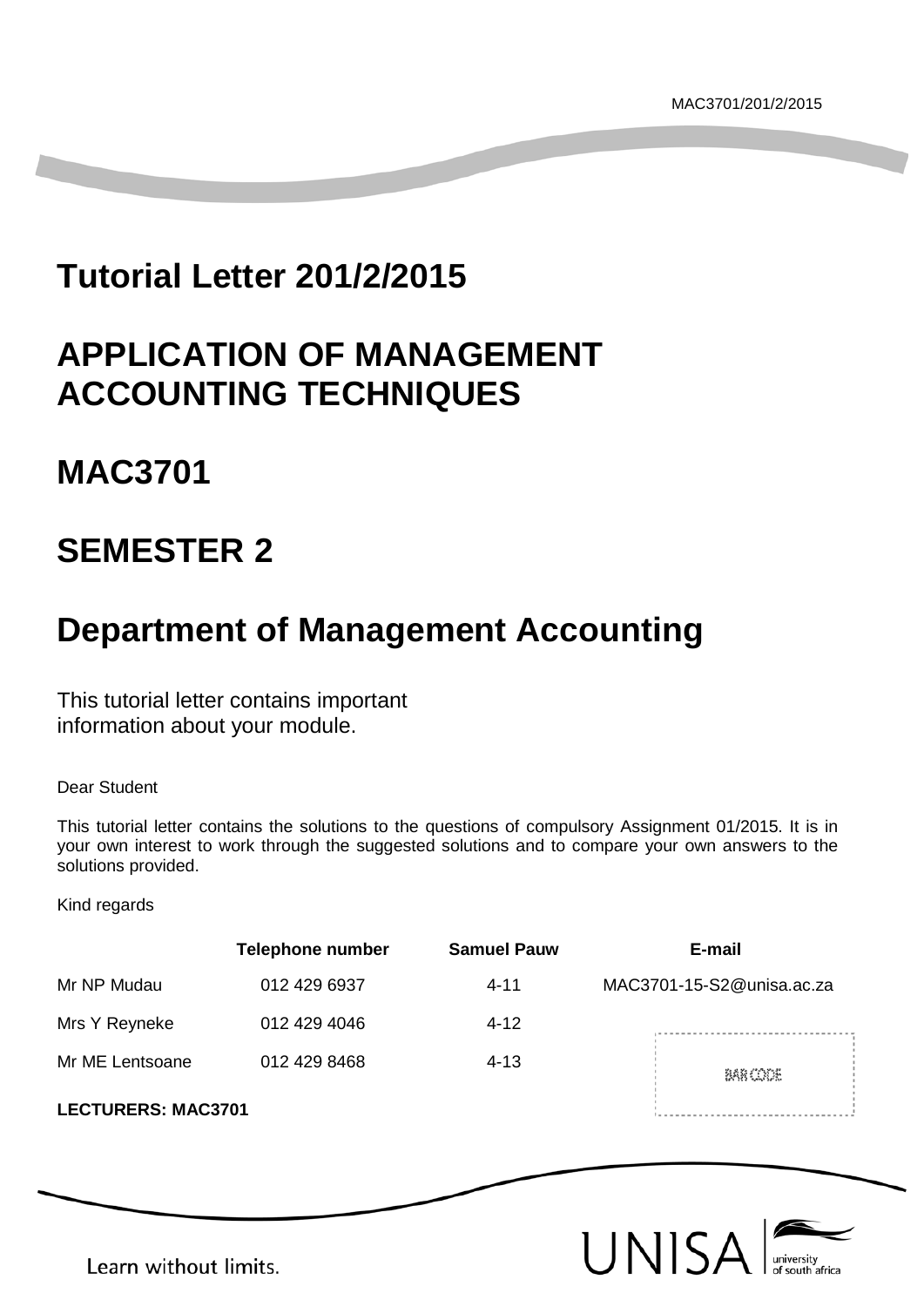MAC3701/201/2/2015

# Tutorial Letter 201/2/2015

# APPLICATION OF MANAGEMENT ACCOUNTING TECHNIQUES

# MAC3701

# SEMESTER 2

# Department of Management Accounting

This tutorial letter contains important information about your module.

Dear Student

This tutorial letter contains the solutions to the questions of compulsory Assignment 01/2015. It is in your own interest to work through the suggested solutions and to compare your own answers to the solutions provided.

Kind regards

| | Telephone number | Samuel Pauw | E-mail |
|---|---|---|---|
| Mr NP Mudau | 012 429 6937 | 4-11 | MAC3701-15-S2@unisa.ac.za |
| Mrs Y Reyneke | 012 429 4046 | 4-12 | |
| Mr ME Lentsoane | 012 429 8468 | 4-13 | |

**LECTURERS: MAC3701**

BAR CODE

Learn without limits.

UNISA university of south africa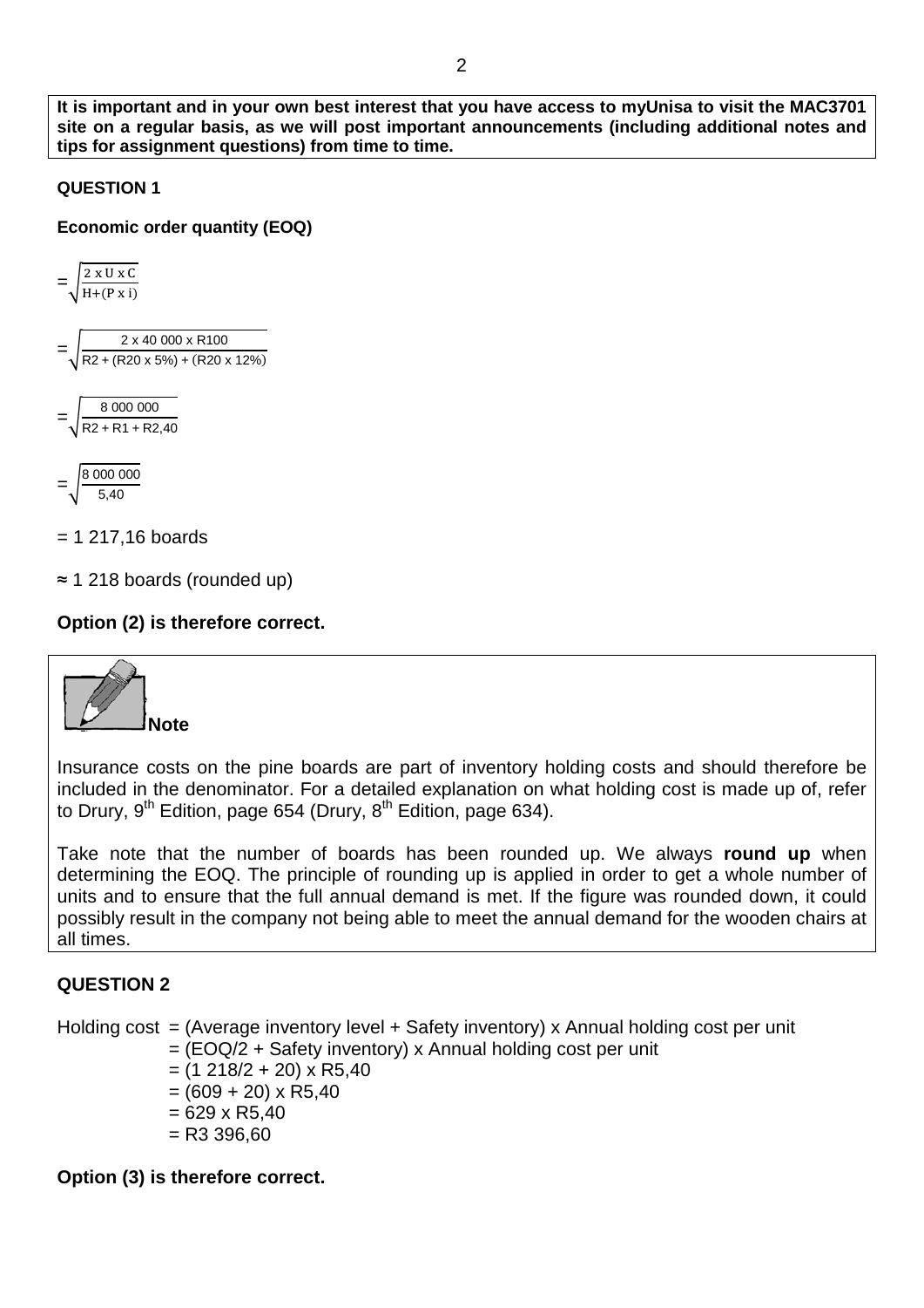**It is important and in your own best interest that you have access to myUnisa to visit the MAC3701 site on a regular basis, as we will post important announcements (including additional notes and tips for assignment questions) from time to time.**

**QUESTION 1**

**Economic order quantity (EOQ)**

$$= \sqrt{\frac{2 \text{ x U x C}}{\text{H} + (\text{P x i})}}$$

$$= \sqrt{\frac{2 \text{ x } 40\ 000 \text{ x R}100}{\text{R}2 + (\text{R}20 \text{ x } 5\%) + (\text{R}20 \text{ x } 12\%)}}$$

$$= \sqrt{\frac{8\ 000\ 000}{\text{R}2 + \text{R}1 + \text{R}2{,}40}}$$

$$= \sqrt{\frac{8\ 000\ 000}{5{,}40}}$$

= 1 217,16 boards

≈ 1 218 boards (rounded up)

**Option (2) is therefore correct.**

**Note**

Insurance costs on the pine boards are part of inventory holding costs and should therefore be included in the denominator. For a detailed explanation on what holding cost is made up of, refer to Drury, 9th Edition, page 654 (Drury, 8th Edition, page 634).

Take note that the number of boards has been rounded up. We always **round up** when determining the EOQ. The principle of rounding up is applied in order to get a whole number of units and to ensure that the full annual demand is met. If the figure was rounded down, it could possibly result in the company not being able to meet the annual demand for the wooden chairs at all times.

**QUESTION 2**

Holding cost = (Average inventory level + Safety inventory) x Annual holding cost per unit
= (EOQ/2 + Safety inventory) x Annual holding cost per unit
= (1 218/2 + 20) x R5,40
= (609 + 20) x R5,40
= 629 x R5,40
= R3 396,60

**Option (3) is therefore correct.**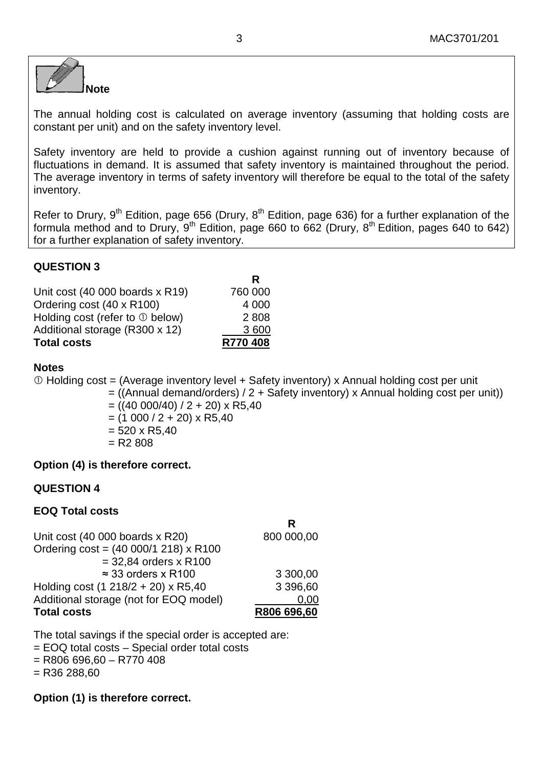**Note**

The annual holding cost is calculated on average inventory (assuming that holding costs are constant per unit) and on the safety inventory level.

Safety inventory are held to provide a cushion against running out of inventory because of fluctuations in demand. It is assumed that safety inventory is maintained throughout the period. The average inventory in terms of safety inventory will therefore be equal to the total of the safety inventory.

Refer to Drury, 9th Edition, page 656 (Drury, 8th Edition, page 636) for a further explanation of the formula method and to Drury, 9th Edition, page 660 to 662 (Drury, 8th Edition, pages 640 to 642) for a further explanation of safety inventory.

## QUESTION 3

| | R |
|---|---|
| Unit cost (40 000 boards x R19) | 760 000 |
| Ordering cost (40 x R100) | 4 000 |
| Holding cost (refer to ① below) | 2 808 |
| Additional storage (R300 x 12) | 3 600 |
| **Total costs** | **R770 408** |

**Notes**

① Holding cost = (Average inventory level + Safety inventory) x Annual holding cost per unit
= ((Annual demand/orders) / 2 + Safety inventory) x Annual holding cost per unit))
= ((40 000/40) / 2 + 20) x R5,40
= (1 000 / 2 + 20) x R5,40
= 520 x R5,40
= R2 808

**Option (4) is therefore correct.**

## QUESTION 4

**EOQ Total costs**

| | R |
|---|---|
| Unit cost (40 000 boards x R20) | 800 000,00 |
| Ordering cost = (40 000/1 218) x R100 | |
| = 32,84 orders x R100 | |
| ≈ 33 orders x R100 | 3 300,00 |
| Holding cost (1 218/2 + 20) x R5,40 | 3 396,60 |
| Additional storage (not for EOQ model) | 0,00 |
| **Total costs** | **R806 696,60** |

The total savings if the special order is accepted are:
= EOQ total costs – Special order total costs
= R806 696,60 – R770 408
= R36 288,60

**Option (1) is therefore correct.**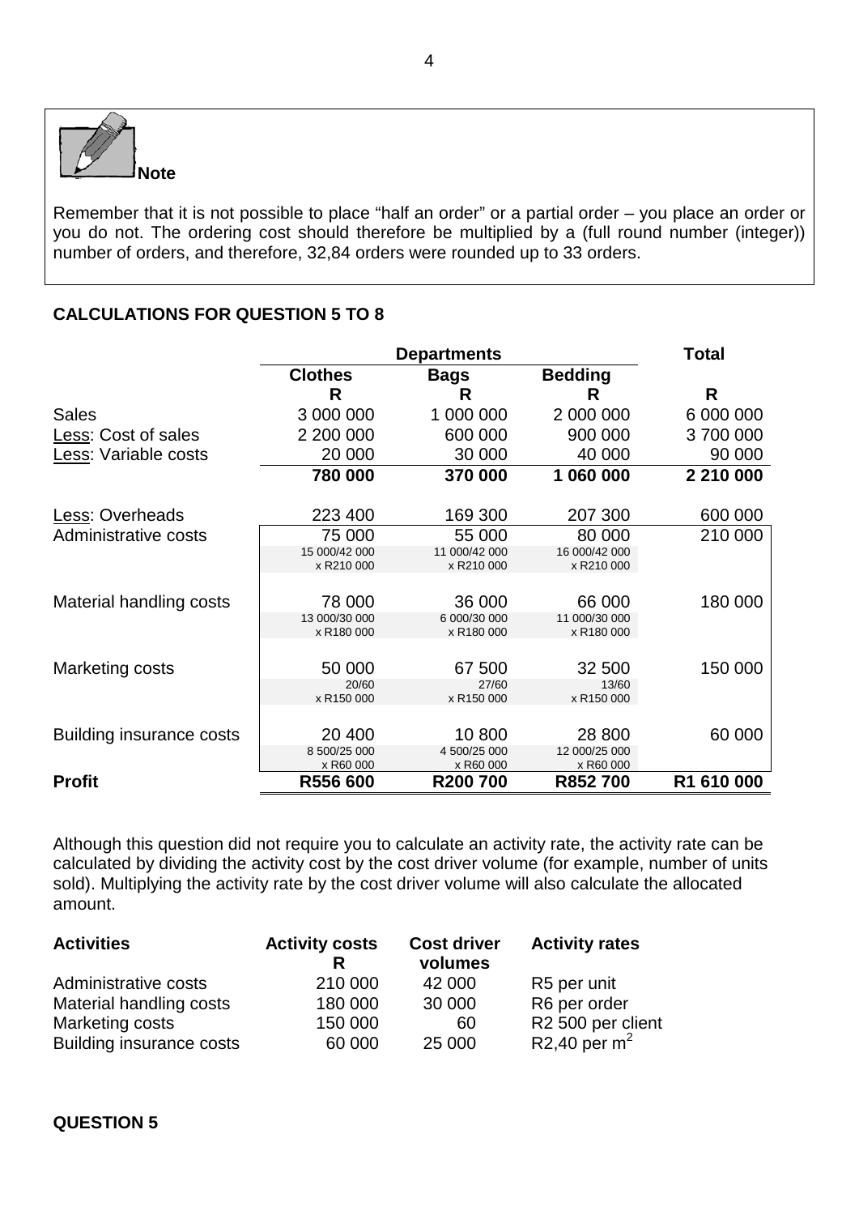**Note**

Remember that it is not possible to place "half an order" or a partial order – you place an order or you do not. The ordering cost should therefore be multiplied by a (full round number (integer)) number of orders, and therefore, 32,84 orders were rounded up to 33 orders.

**CALCULATIONS FOR QUESTION 5 TO 8**

| | Departments | | | Total |
|---|---|---|---|---|
| | **Clothes** | **Bags** | **Bedding** | |
| | **R** | **R** | **R** | **R** |
| Sales | 3 000 000 | 1 000 000 | 2 000 000 | 6 000 000 |
| Less: Cost of sales | 2 200 000 | 600 000 | 900 000 | 3 700 000 |
| Less: Variable costs | 20 000 | 30 000 | 40 000 | 90 000 |
| | **780 000** | **370 000** | **1 060 000** | **2 210 000** |
| Less: Overheads | 223 400 | 169 300 | 207 300 | 600 000 |
| Administrative costs | 75 000 | 55 000 | 80 000 | 210 000 |
| | 15 000/42 000 x R210 000 | 11 000/42 000 x R210 000 | 16 000/42 000 x R210 000 | |
| Material handling costs | 78 000 | 36 000 | 66 000 | 180 000 |
| | 13 000/30 000 x R180 000 | 6 000/30 000 x R180 000 | 11 000/30 000 x R180 000 | |
| Marketing costs | 50 000 | 67 500 | 32 500 | 150 000 |
| | 20/60 x R150 000 | 27/60 x R150 000 | 13/60 x R150 000 | |
| Building insurance costs | 20 400 | 10 800 | 28 800 | 60 000 |
| | 8 500/25 000 x R60 000 | 4 500/25 000 x R60 000 | 12 000/25 000 x R60 000 | |
| **Profit** | **R556 600** | **R200 700** | **R852 700** | **R1 610 000** |

Although this question did not require you to calculate an activity rate, the activity rate can be calculated by dividing the activity cost by the cost driver volume (for example, number of units sold). Multiplying the activity rate by the cost driver volume will also calculate the allocated amount.

| **Activities** | **Activity costs R** | **Cost driver volumes** | **Activity rates** |
|---|---|---|---|
| Administrative costs | 210 000 | 42 000 | R5 per unit |
| Material handling costs | 180 000 | 30 000 | R6 per order |
| Marketing costs | 150 000 | 60 | R2 500 per client |
| Building insurance costs | 60 000 | 25 000 | R2,40 per $m^2$ |

**QUESTION 5**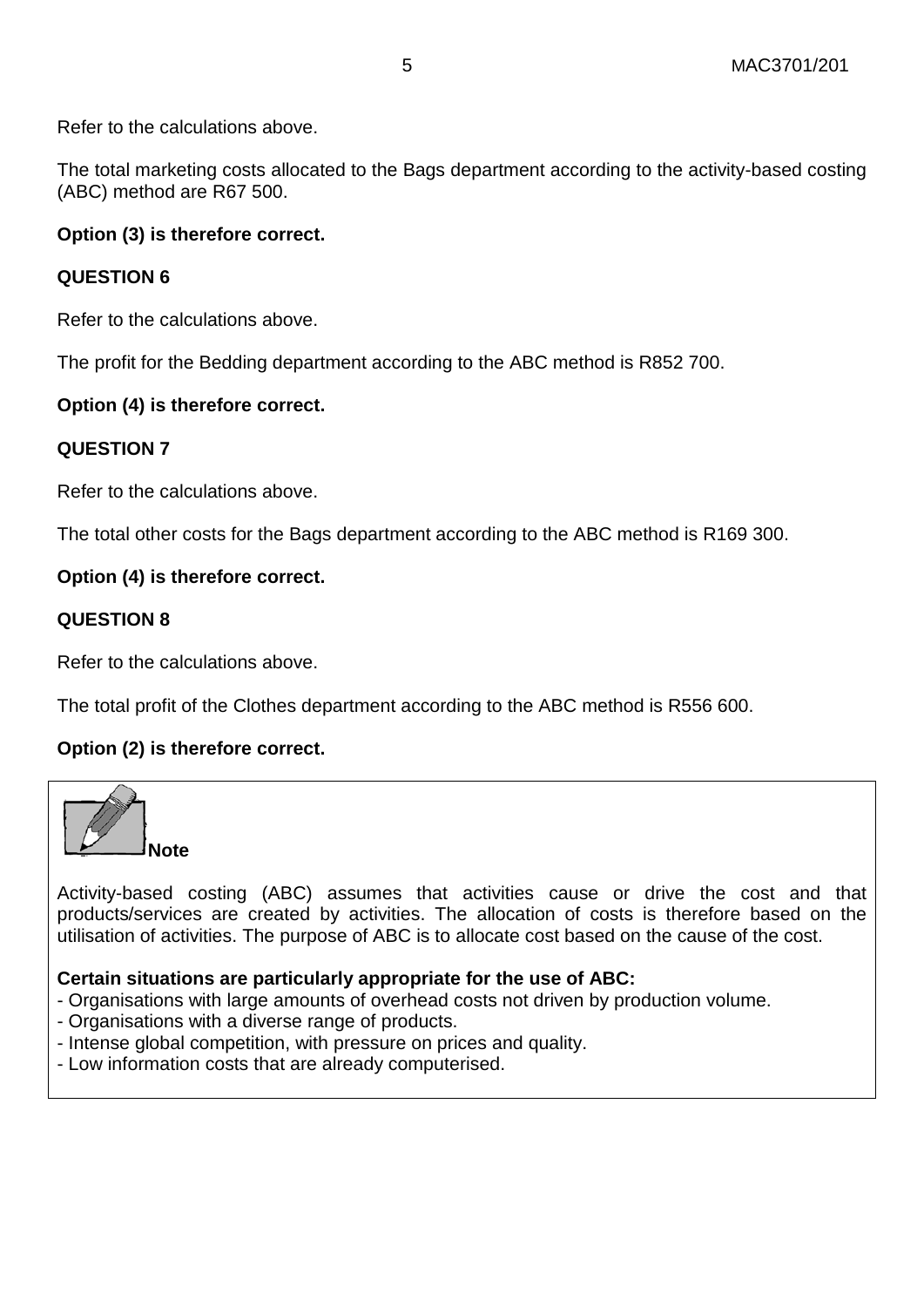Refer to the calculations above.

The total marketing costs allocated to the Bags department according to the activity-based costing (ABC) method are R67 500.

**Option (3) is therefore correct.**

**QUESTION 6**

Refer to the calculations above.

The profit for the Bedding department according to the ABC method is R852 700.

**Option (4) is therefore correct.**

**QUESTION 7**

Refer to the calculations above.

The total other costs for the Bags department according to the ABC method is R169 300.

**Option (4) is therefore correct.**

**QUESTION 8**

Refer to the calculations above.

The total profit of the Clothes department according to the ABC method is R556 600.

**Option (2) is therefore correct.**

**Note**

Activity-based costing (ABC) assumes that activities cause or drive the cost and that products/services are created by activities. The allocation of costs is therefore based on the utilisation of activities. The purpose of ABC is to allocate cost based on the cause of the cost.

**Certain situations are particularly appropriate for the use of ABC:**
- Organisations with large amounts of overhead costs not driven by production volume.
- Organisations with a diverse range of products.
- Intense global competition, with pressure on prices and quality.
- Low information costs that are already computerised.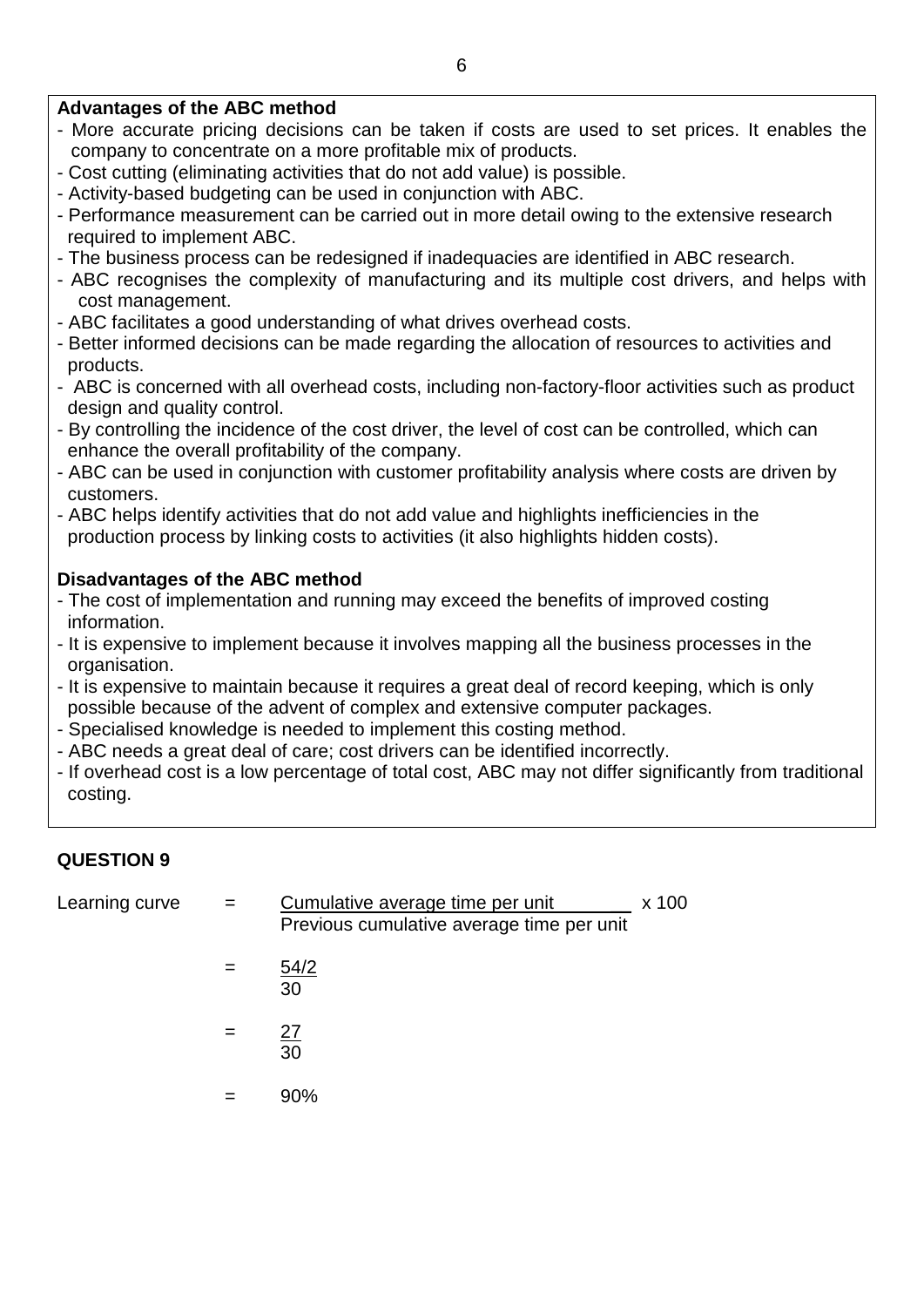**Advantages of the ABC method**

- More accurate pricing decisions can be taken if costs are used to set prices. It enables the company to concentrate on a more profitable mix of products.
- Cost cutting (eliminating activities that do not add value) is possible.
- Activity-based budgeting can be used in conjunction with ABC.
- Performance measurement can be carried out in more detail owing to the extensive research required to implement ABC.
- The business process can be redesigned if inadequacies are identified in ABC research.
- ABC recognises the complexity of manufacturing and its multiple cost drivers, and helps with cost management.
- ABC facilitates a good understanding of what drives overhead costs.
- Better informed decisions can be made regarding the allocation of resources to activities and products.
- ABC is concerned with all overhead costs, including non-factory-floor activities such as product design and quality control.
- By controlling the incidence of the cost driver, the level of cost can be controlled, which can enhance the overall profitability of the company.
- ABC can be used in conjunction with customer profitability analysis where costs are driven by customers.
- ABC helps identify activities that do not add value and highlights inefficiencies in the production process by linking costs to activities (it also highlights hidden costs).

**Disadvantages of the ABC method**

- The cost of implementation and running may exceed the benefits of improved costing information.
- It is expensive to implement because it involves mapping all the business processes in the organisation.
- It is expensive to maintain because it requires a great deal of record keeping, which is only possible because of the advent of complex and extensive computer packages.
- Specialised knowledge is needed to implement this costing method.
- ABC needs a great deal of care; cost drivers can be identified incorrectly.
- If overhead cost is a low percentage of total cost, ABC may not differ significantly from traditional costing.

## QUESTION 9

$$\text{Learning curve} = \frac{\text{Cumulative average time per unit}}{\text{Previous cumulative average time per unit}} \times 100$$

$$= \frac{54/2}{30}$$

$$= \frac{27}{30}$$

$$= 90\%$$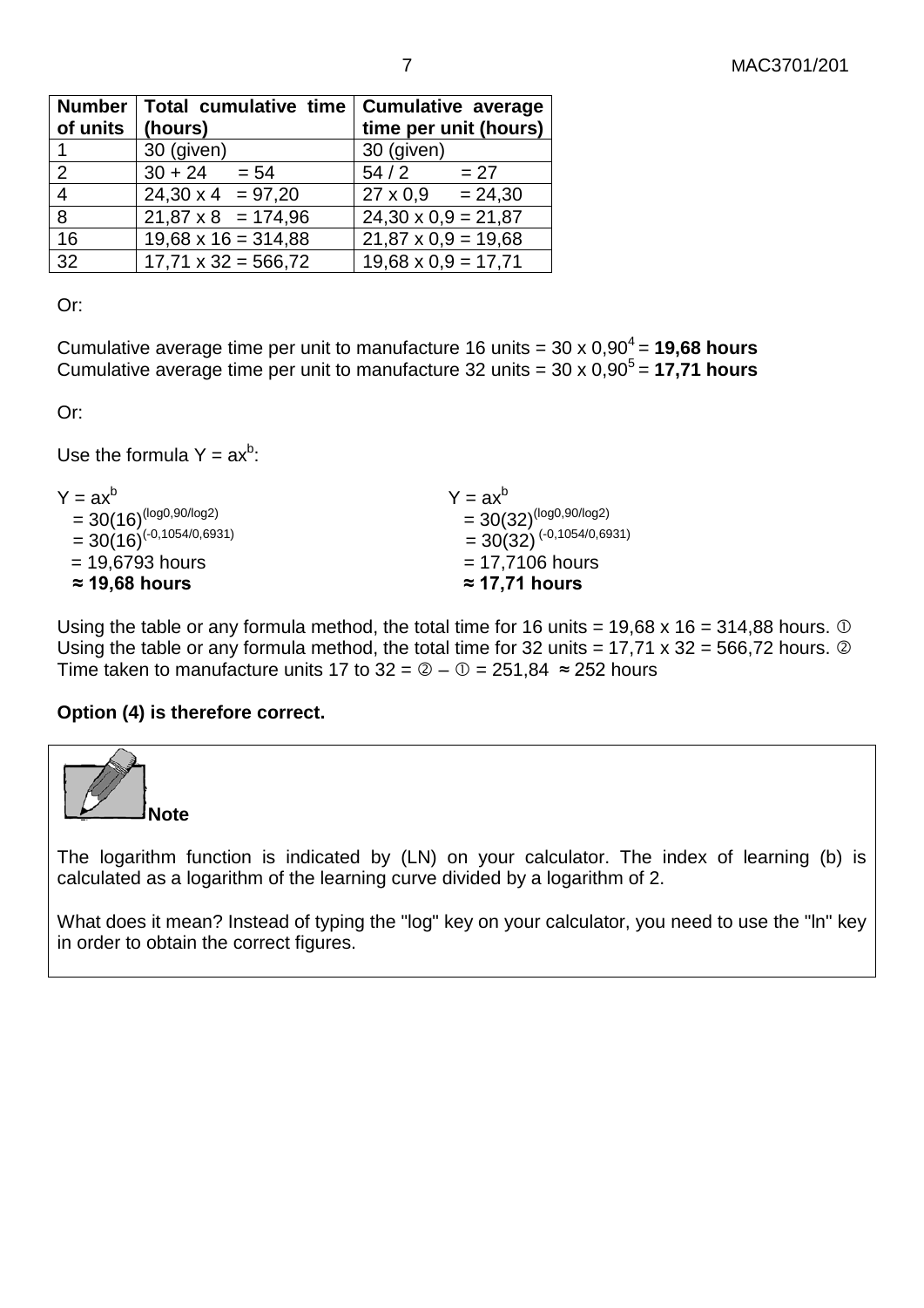| Number of units | Total cumulative time (hours) | Cumulative average time per unit (hours) |
|---|---|---|
| 1 | 30 (given) | 30 (given) |
| 2 | 30 + 24 = 54 | 54 / 2 = 27 |
| 4 | 24,30 x 4 = 97,20 | 27 x 0,9 = 24,30 |
| 8 | 21,87 x 8 = 174,96 | 24,30 x 0,9 = 21,87 |
| 16 | 19,68 x 16 = 314,88 | 21,87 x 0,9 = 19,68 |
| 32 | 17,71 x 32 = 566,72 | 19,68 x 0,9 = 17,71 |

Or:

Cumulative average time per unit to manufacture 16 units = 30 x $0{,}90^4$ = **19,68 hours**
Cumulative average time per unit to manufacture 32 units = 30 x $0{,}90^5$ = **17,71 hours**

Or:

Use the formula $Y = ax^b$:

$Y = ax^b$
$= 30(16)^{(\log 0{,}90/\log 2)}$
$= 30(16)^{(-0{,}1054/0{,}6931)}$
= 19,6793 hours
**≈ 19,68 hours**

$Y = ax^b$
$= 30(32)^{(\log 0{,}90/\log 2)}$
$= 30(32)^{(-0{,}1054/0{,}6931)}$
= 17,7106 hours
**≈ 17,71 hours**

Using the table or any formula method, the total time for 16 units = 19,68 x 16 = 314,88 hours. ①
Using the table or any formula method, the total time for 32 units = 17,71 x 32 = 566,72 hours. ②
Time taken to manufacture units 17 to 32 = ② – ① = 251,84 ≈ 252 hours

**Option (4) is therefore correct.**

**Note**

The logarithm function is indicated by (LN) on your calculator. The index of learning (b) is calculated as a logarithm of the learning curve divided by a logarithm of 2.

What does it mean? Instead of typing the "log" key on your calculator, you need to use the "ln" key in order to obtain the correct figures.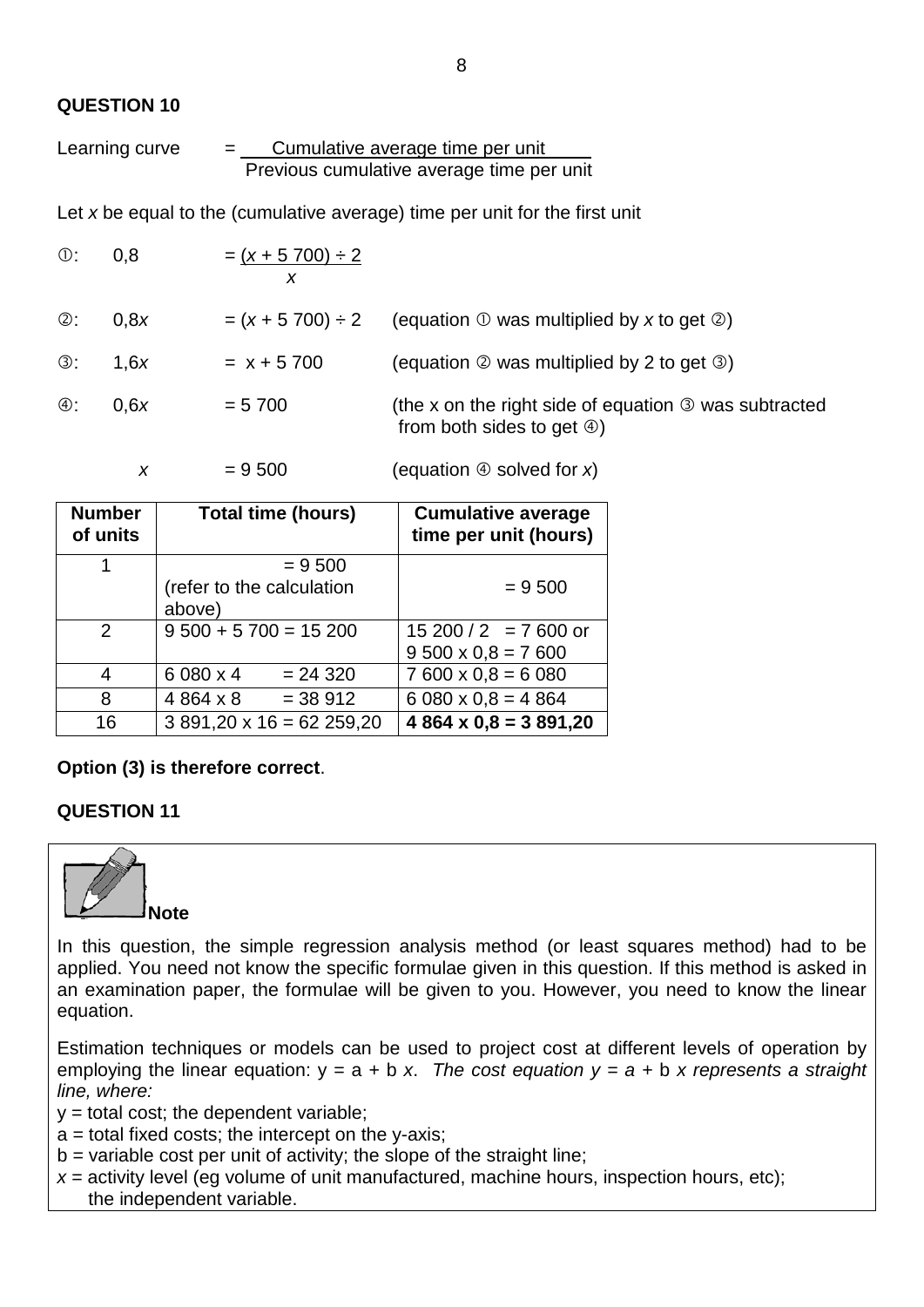## QUESTION 10

$$\text{Learning curve} = \frac{\text{Cumulative average time per unit}}{\text{Previous cumulative average time per unit}}$$

Let $x$ be equal to the (cumulative average) time per unit for the first unit

①: $0{,}8 = \dfrac{(x + 5\,700) \div 2}{x}$

②: $0{,}8x = (x + 5\,700) \div 2$ (equation ① was multiplied by $x$ to get ②)

③: $1{,}6x = x + 5\,700$ (equation ② was multiplied by 2 to get ③)

④: $0{,}6x = 5\,700$ (the x on the right side of equation ③ was subtracted from both sides to get ④)

$x = 9\,500$ (equation ④ solved for $x$)

| Number of units | Total time (hours) | Cumulative average time per unit (hours) |
|---|---|---|
| 1 | = 9 500 (refer to the calculation above) | = 9 500 |
| 2 | 9 500 + 5 700 = 15 200 | 15 200 / 2 = 7 600 or 9 500 x 0,8 = 7 600 |
| 4 | 6 080 x 4 = 24 320 | 7 600 x 0,8 = 6 080 |
| 8 | 4 864 x 8 = 38 912 | 6 080 x 0,8 = 4 864 |
| 16 | 3 891,20 x 16 = 62 259,20 | **4 864 x 0,8 = 3 891,20** |

**Option (3) is therefore correct**.

## QUESTION 11

**Note**

In this question, the simple regression analysis method (or least squares method) had to be applied. You need not know the specific formulae given in this question. If this method is asked in an examination paper, the formulae will be given to you. However, you need to know the linear equation.

Estimation techniques or models can be used to project cost at different levels of operation by employing the linear equation: $y = a + b\,x$. *The cost equation $y = a + b\,x$ represents a straight line, where:*

$y$ = total cost; the dependent variable;
$a$ = total fixed costs; the intercept on the y-axis;
$b$ = variable cost per unit of activity; the slope of the straight line;
$x$ = activity level (eg volume of unit manufactured, machine hours, inspection hours, etc); the independent variable.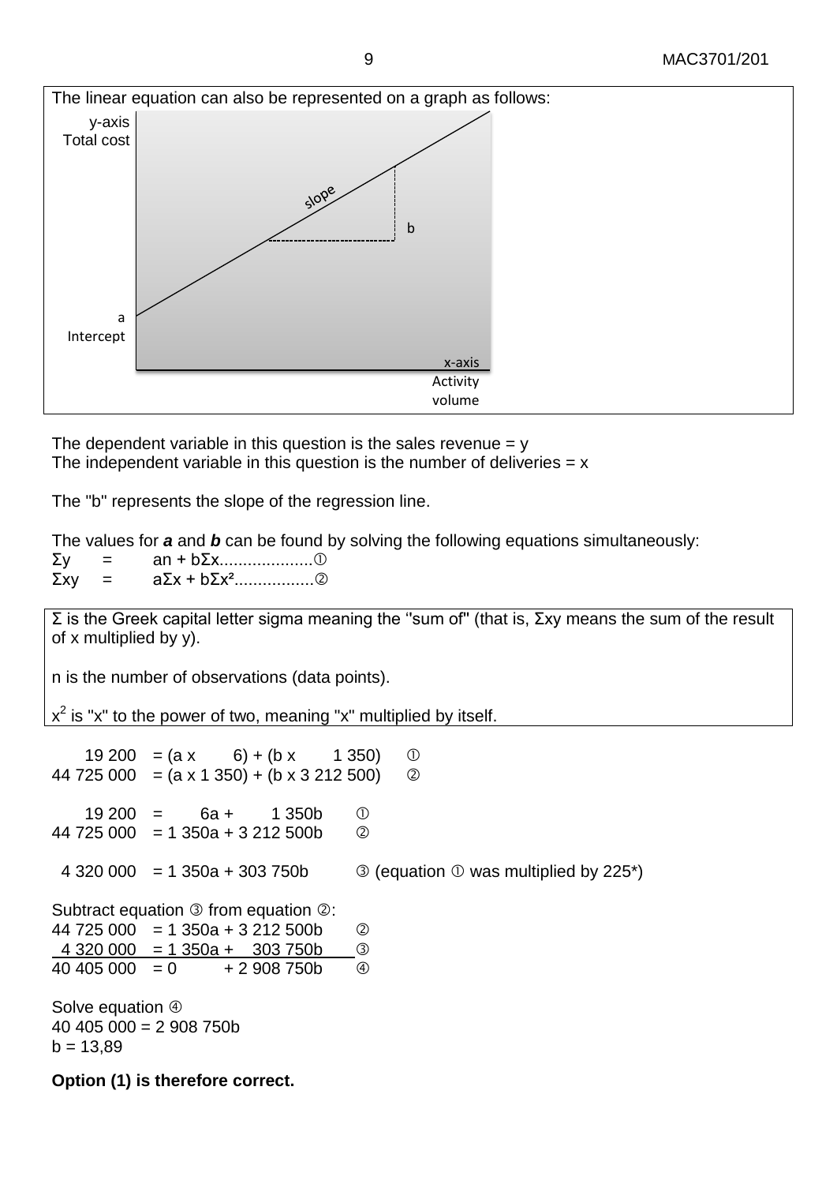The linear equation can also be represented on a graph as follows:

y-axis Total cost

a Intercept

slope

b

x-axis Activity volume

The dependent variable in this question is the sales revenue = y
The independent variable in this question is the number of deliveries = x

The "b" represents the slope of the regression line.

The values for ***a*** and ***b*** can be found by solving the following equations simultaneously:

$\Sigma y = an + b\Sigma x$ ....................①
$\Sigma xy = a\Sigma x + b\Sigma x^2$ .................②

Σ is the Greek capital letter sigma meaning the "sum of" (that is, Σxy means the sum of the result of x multiplied by y).

n is the number of observations (data points).

$x^2$ is "x" to the power of two, meaning "x" multiplied by itself.

$19\,200 = (a \times 6) + (b \times 1\,350)$ ①
$44\,725\,000 = (a \times 1\,350) + (b \times 3\,212\,500)$ ②

$19\,200 = 6a + 1\,350b$ ①
$44\,725\,000 = 1\,350a + 3\,212\,500b$ ②

$4\,320\,000 = 1\,350a + 303\,750b$ ③ (equation ① was multiplied by 225*)

Subtract equation ③ from equation ②:

$44\,725\,000 = 1\,350a + 3\,212\,500b$ ②
$4\,320\,000 = 1\,350a + 303\,750b$ ③
$40\,405\,000 = 0 + 2\,908\,750b$ ④

Solve equation ④
$40\,405\,000 = 2\,908\,750b$
$b = 13{,}89$

**Option (1) is therefore correct.**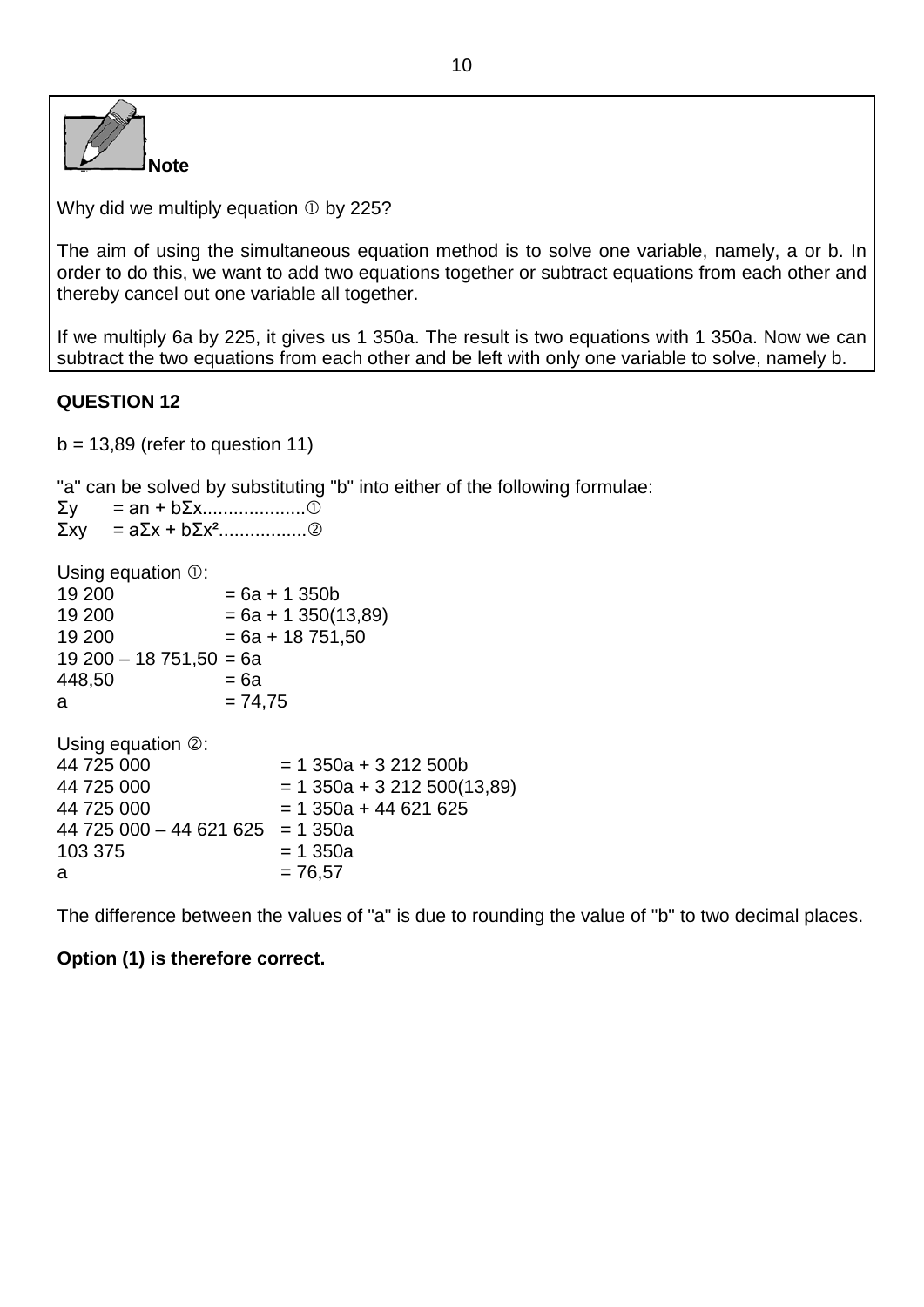**Note**

Why did we multiply equation ① by 225?

The aim of using the simultaneous equation method is to solve one variable, namely, a or b. In order to do this, we want to add two equations together or subtract equations from each other and thereby cancel out one variable all together.

If we multiply 6a by 225, it gives us 1 350a. The result is two equations with 1 350a. Now we can subtract the two equations from each other and be left with only one variable to solve, namely b.

**QUESTION 12**

$b = 13{,}89$ (refer to question 11)

"a" can be solved by substituting "b" into either of the following formulae:

$\Sigma y = an + b\Sigma x$....................①

$\Sigma xy = a\Sigma x + b\Sigma x^2$.................②

Using equation ①:

$$
\begin{aligned}
19\,200 &= 6a + 1\,350b \\
19\,200 &= 6a + 1\,350(13{,}89) \\
19\,200 &= 6a + 18\,751{,}50 \\
19\,200 - 18\,751{,}50 &= 6a \\
448{,}50 &= 6a \\
a &= 74{,}75
\end{aligned}
$$

Using equation ②:

$$
\begin{aligned}
44\,725\,000 &= 1\,350a + 3\,212\,500b \\
44\,725\,000 &= 1\,350a + 3\,212\,500(13{,}89) \\
44\,725\,000 &= 1\,350a + 44\,621\,625 \\
44\,725\,000 - 44\,621\,625 &= 1\,350a \\
103\,375 &= 1\,350a \\
a &= 76{,}57
\end{aligned}
$$

The difference between the values of "a" is due to rounding the value of "b" to two decimal places.

**Option (1) is therefore correct.**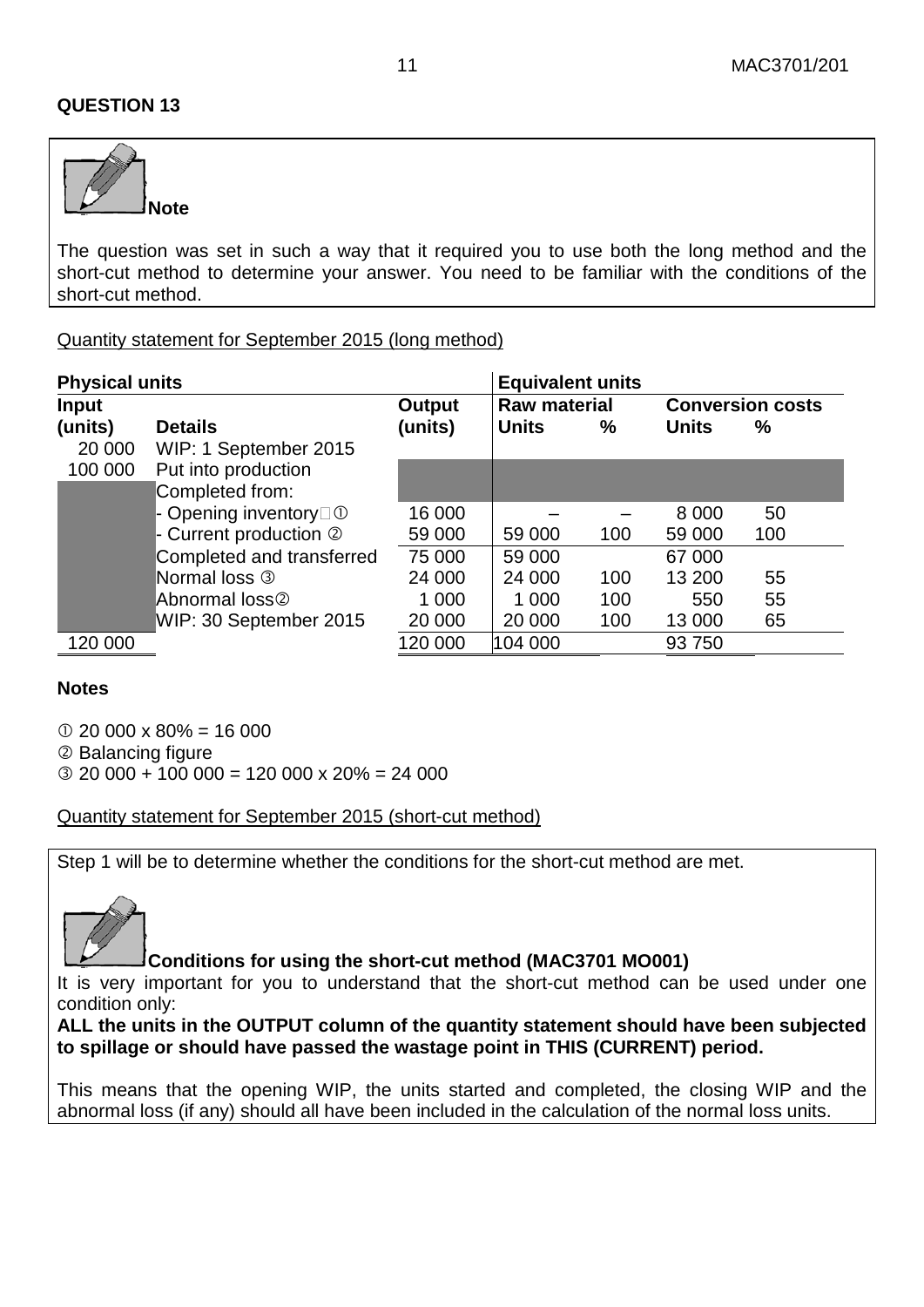**QUESTION 13**

**Note**

The question was set in such a way that it required you to use both the long method and the short-cut method to determine your answer. You need to be familiar with the conditions of the short-cut method.

Quantity statement for September 2015 (long method)

| Physical units | | | Equivalent units | | | |
|---|---|---|---|---|---|---|
| **Input (units)** | **Details** | **Output (units)** | **Raw material Units** | **%** | **Conversion costs Units** | **%** |
| 20 000 | WIP: 1 September 2015 | | | | | |
| 100 000 | Put into production | | | | | |
| | Completed from: | | | | | |
| | - Opening inventory ① | 16 000 | – | – | 8 000 | 50 |
| | - Current production ② | 59 000 | 59 000 | 100 | 59 000 | 100 |
| | Completed and transferred | 75 000 | 59 000 | | 67 000 | |
| | Normal loss ③ | 24 000 | 24 000 | 100 | 13 200 | 55 |
| | Abnormal loss ② | 1 000 | 1 000 | 100 | 550 | 55 |
| | WIP: 30 September 2015 | 20 000 | 20 000 | 100 | 13 000 | 65 |
| 120 000 | | 120 000 | 104 000 | | 93 750 | |

**Notes**

① 20 000 x 80% = 16 000
② Balancing figure
③ 20 000 + 100 000 = 120 000 x 20% = 24 000

Quantity statement for September 2015 (short-cut method)

Step 1 will be to determine whether the conditions for the short-cut method are met.

**Conditions for using the short-cut method (MAC3701 MO001)**

It is very important for you to understand that the short-cut method can be used under one condition only:

**ALL the units in the OUTPUT column of the quantity statement should have been subjected to spillage or should have passed the wastage point in THIS (CURRENT) period.**

This means that the opening WIP, the units started and completed, the closing WIP and the abnormal loss (if any) should all have been included in the calculation of the normal loss units.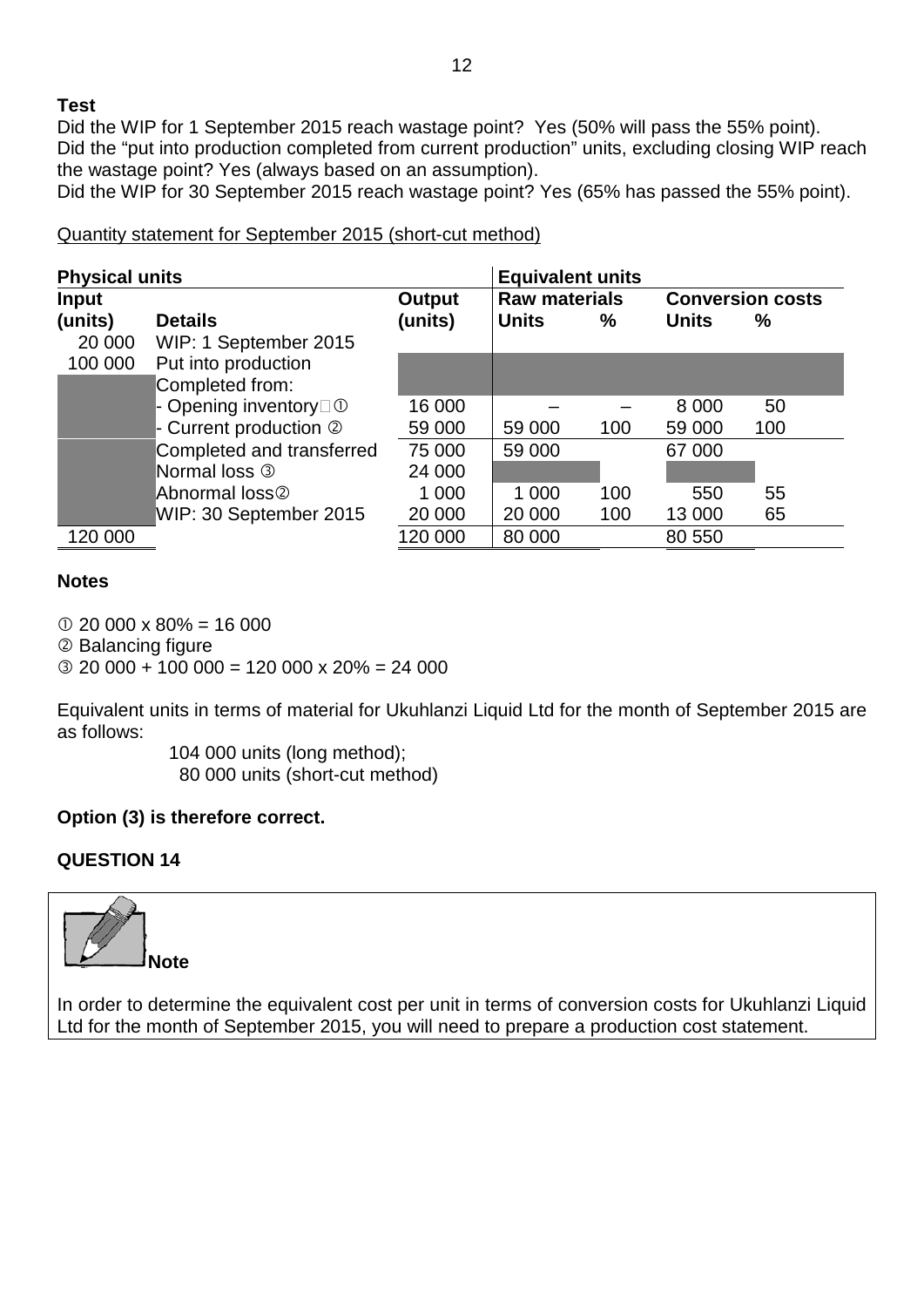**Test**

Did the WIP for 1 September 2015 reach wastage point? Yes (50% will pass the 55% point).
Did the "put into production completed from current production" units, excluding closing WIP reach the wastage point? Yes (always based on an assumption).
Did the WIP for 30 September 2015 reach wastage point? Yes (65% has passed the 55% point).

Quantity statement for September 2015 (short-cut method)

| Physical units | | | Equivalent units | | | |
|---|---|---|---|---|---|---|
| Input | | Output | Raw materials | | Conversion costs | |
| (units) | Details | (units) | Units | % | Units | % |
| 20 000 | WIP: 1 September 2015 | | | | | |
| 100 000 | Put into production | | | | | |
| | Completed from: | | | | | |
| | - Opening inventory ① | 16 000 | – | – | 8 000 | 50 |
| | - Current production ② | 59 000 | 59 000 | 100 | 59 000 | 100 |
| | Completed and transferred | 75 000 | 59 000 | | 67 000 | |
| | Normal loss ③ | 24 000 | | | | |
| | Abnormal loss② | 1 000 | 1 000 | 100 | 550 | 55 |
| | WIP: 30 September 2015 | 20 000 | 20 000 | 100 | 13 000 | 65 |
| 120 000 | | 120 000 | 80 000 | | 80 550 | |

**Notes**

① 20 000 x 80% = 16 000
② Balancing figure
③ 20 000 + 100 000 = 120 000 x 20% = 24 000

Equivalent units in terms of material for Ukuhlanzi Liquid Ltd for the month of September 2015 are as follows:

104 000 units (long method);
80 000 units (short-cut method)

**Option (3) is therefore correct.**

**QUESTION 14**

**Note**

In order to determine the equivalent cost per unit in terms of conversion costs for Ukuhlanzi Liquid Ltd for the month of September 2015, you will need to prepare a production cost statement.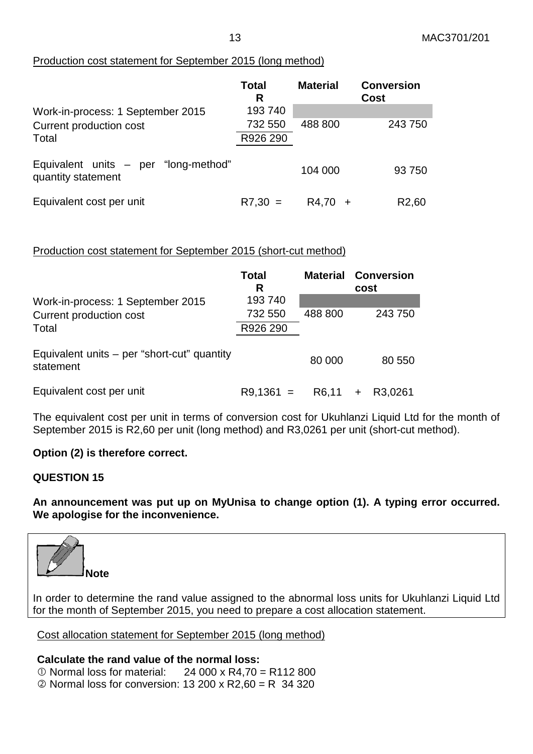Production cost statement for September 2015 (long method)

| | Total R | Material | Conversion Cost |
|---|---|---|---|
| Work-in-process: 1 September 2015 | 193 740 | | |
| Current production cost | 732 550 | 488 800 | 243 750 |
| Total | R926 290 | | |
| Equivalent units – per "long-method" quantity statement | | 104 000 | 93 750 |
| Equivalent cost per unit | R7,30 = | R4,70 + | R2,60 |

Production cost statement for September 2015 (short-cut method)

| | Total R | Material | Conversion cost |
|---|---|---|---|
| Work-in-process: 1 September 2015 | 193 740 | | |
| Current production cost | 732 550 | 488 800 | 243 750 |
| Total | R926 290 | | |
| Equivalent units – per "short-cut" quantity statement | | 80 000 | 80 550 |
| Equivalent cost per unit | R9,1361 = | R6,11 + | R3,0261 |

The equivalent cost per unit in terms of conversion cost for Ukuhlanzi Liquid Ltd for the month of September 2015 is R2,60 per unit (long method) and R3,0261 per unit (short-cut method).

**Option (2) is therefore correct.**

**QUESTION 15**

**An announcement was put up on MyUnisa to change option (1). A typing error occurred. We apologise for the inconvenience.**

**Note**

In order to determine the rand value assigned to the abnormal loss units for Ukuhlanzi Liquid Ltd for the month of September 2015, you need to prepare a cost allocation statement.

Cost allocation statement for September 2015 (long method)

**Calculate the rand value of the normal loss:**

① Normal loss for material: 24 000 x R4,70 = R112 800

② Normal loss for conversion: 13 200 x R2,60 = R 34 320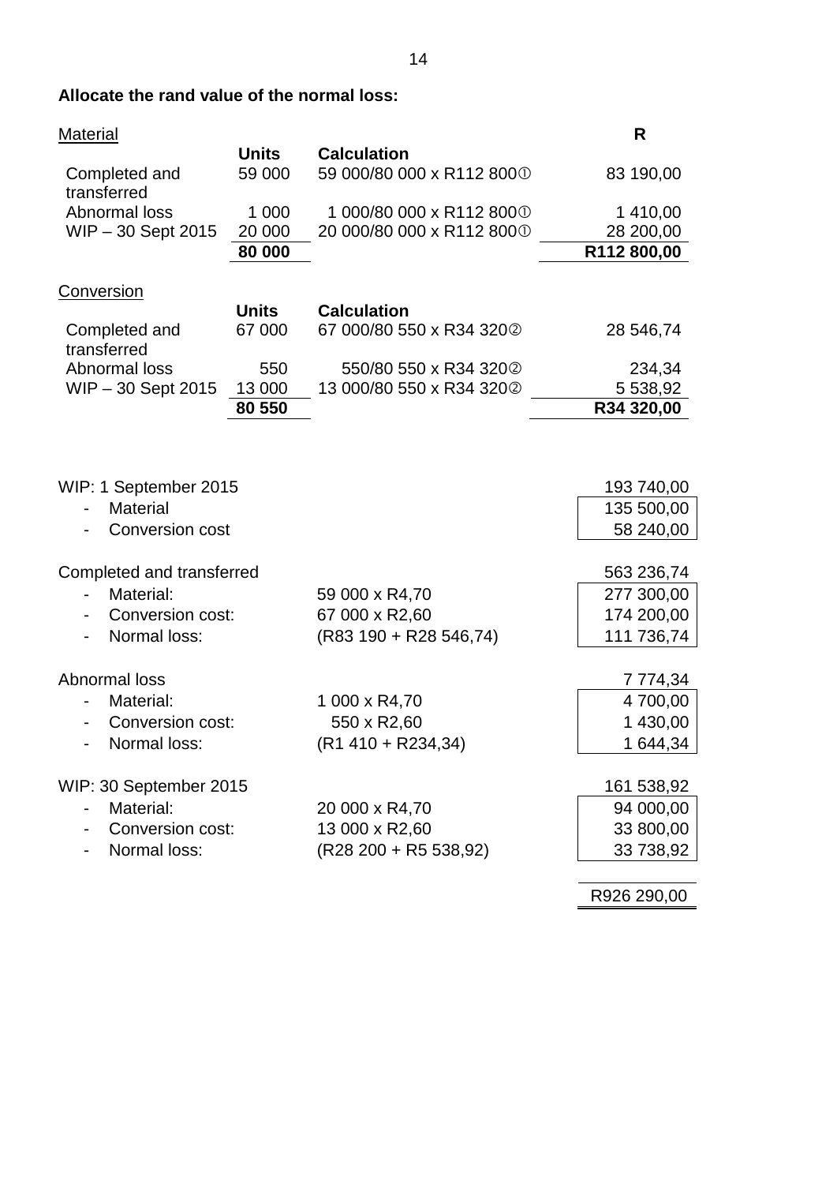**Allocate the rand value of the normal loss:**

| Material | Units | Calculation | R |
|---|---|---|---|
| Completed and transferred | 59 000 | 59 000/80 000 x R112 800① | 83 190,00 |
| Abnormal loss | 1 000 | 1 000/80 000 x R112 800① | 1 410,00 |
| WIP – 30 Sept 2015 | 20 000 | 20 000/80 000 x R112 800① | 28 200,00 |
| | **80 000** | | **R112 800,00** |

| Conversion | Units | Calculation | R |
|---|---|---|---|
| Completed and transferred | 67 000 | 67 000/80 550 x R34 320② | 28 546,74 |
| Abnormal loss | 550 | 550/80 550 x R34 320② | 234,34 |
| WIP – 30 Sept 2015 | 13 000 | 13 000/80 550 x R34 320② | 5 538,92 |
| | **80 550** | | **R34 320,00** |

| | | | R |
|---|---|---|---|
| WIP: 1 September 2015 | | | 193 740,00 |
| - Material | | 135 500,00 | |
| - Conversion cost | | 58 240,00 | |
| Completed and transferred | | | 563 236,74 |
| - Material: | 59 000 x R4,70 | 277 300,00 | |
| - Conversion cost: | 67 000 x R2,60 | 174 200,00 | |
| - Normal loss: | (R83 190 + R28 546,74) | 111 736,74 | |
| Abnormal loss | | | 7 774,34 |
| - Material: | 1 000 x R4,70 | 4 700,00 | |
| - Conversion cost: | 550 x R2,60 | 1 430,00 | |
| - Normal loss: | (R1 410 + R234,34) | 1 644,34 | |
| WIP: 30 September 2015 | | | 161 538,92 |
| - Material: | 20 000 x R4,70 | 94 000,00 | |
| - Conversion cost: | 13 000 x R2,60 | 33 800,00 | |
| - Normal loss: | (R28 200 + R5 538,92) | 33 738,92 | |
| | | | R926 290,00 |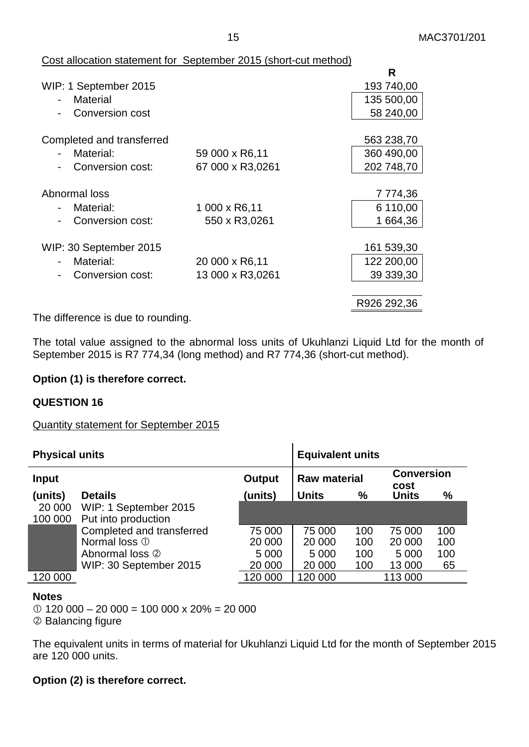Cost allocation statement for September 2015 (short-cut method)

| | | R |
|---|---|---|
| WIP: 1 September 2015 | | 193 740,00 |
| - Material | | 135 500,00 |
| - Conversion cost | | 58 240,00 |
| | | |
| Completed and transferred | | 563 238,70 |
| - Material: | 59 000 x R6,11 | 360 490,00 |
| - Conversion cost: | 67 000 x R3,0261 | 202 748,70 |
| | | |
| Abnormal loss | | 7 774,36 |
| - Material: | 1 000 x R6,11 | 6 110,00 |
| - Conversion cost: | 550 x R3,0261 | 1 664,36 |
| | | |
| WIP: 30 September 2015 | | 161 539,30 |
| - Material: | 20 000 x R6,11 | 122 200,00 |
| - Conversion cost: | 13 000 x R3,0261 | 39 339,30 |
| | | |
| | | R926 292,36 |

The difference is due to rounding.

The total value assigned to the abnormal loss units of Ukuhlanzi Liquid Ltd for the month of September 2015 is R7 774,34 (long method) and R7 774,36 (short-cut method).

**Option (1) is therefore correct.**

**QUESTION 16**

Quantity statement for September 2015

| Physical units | | | Equivalent units | | | |
|---|---|---|---|---|---|---|
| **Input** | | **Output** | **Raw material** | | **Conversion cost** | |
| **(units)** | **Details** | **(units)** | **Units** | **%** | **Units** | **%** |
| 20 000 | WIP: 1 September 2015 | | | | | |
| 100 000 | Put into production | | | | | |
| | Completed and transferred | 75 000 | 75 000 | 100 | 75 000 | 100 |
| | Normal loss ① | 20 000 | 20 000 | 100 | 20 000 | 100 |
| | Abnormal loss ② | 5 000 | 5 000 | 100 | 5 000 | 100 |
| | WIP: 30 September 2015 | 20 000 | 20 000 | 100 | 13 000 | 65 |
| 120 000 | | 120 000 | 120 000 | | 113 000 | |

**Notes**

① 120 000 – 20 000 = 100 000 x 20% = 20 000
② Balancing figure

The equivalent units in terms of material for Ukuhlanzi Liquid Ltd for the month of September 2015 are 120 000 units.

**Option (2) is therefore correct.**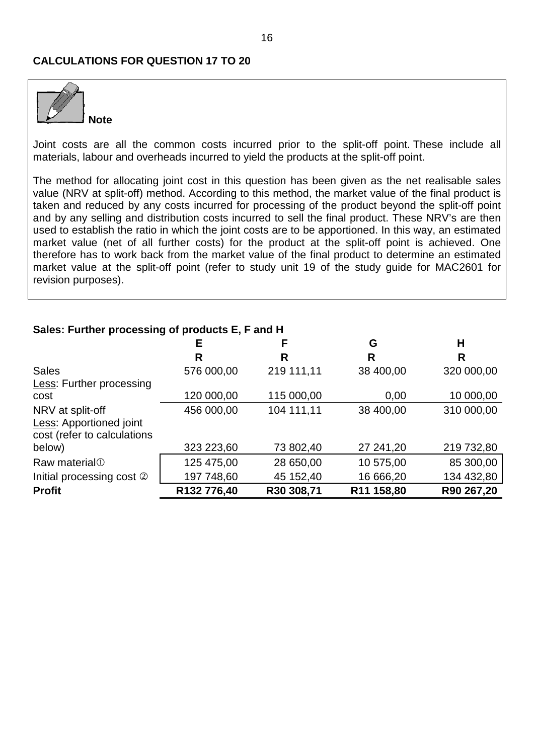## CALCULATIONS FOR QUESTION 17 TO 20

**Note**

Joint costs are all the common costs incurred prior to the split-off point. These include all materials, labour and overheads incurred to yield the products at the split-off point.

The method for allocating joint cost in this question has been given as the net realisable sales value (NRV at split-off) method. According to this method, the market value of the final product is taken and reduced by any costs incurred for processing of the product beyond the split-off point and by any selling and distribution costs incurred to sell the final product. These NRV's are then used to establish the ratio in which the joint costs are to be apportioned. In this way, an estimated market value (net of all further costs) for the product at the split-off point is achieved. One therefore has to work back from the market value of the final product to determine an estimated market value at the split-off point (refer to study unit 19 of the study guide for MAC2601 for revision purposes).

**Sales: Further processing of products E, F and H**

| | E | F | G | H |
|---|---|---|---|---|
| | R | R | R | R |
| Sales | 576 000,00 | 219 111,11 | 38 400,00 | 320 000,00 |
| Less: Further processing cost | 120 000,00 | 115 000,00 | 0,00 | 10 000,00 |
| NRV at split-off | 456 000,00 | 104 111,11 | 38 400,00 | 310 000,00 |
| Less: Apportioned joint cost (refer to calculations below) | 323 223,60 | 73 802,40 | 27 241,20 | 219 732,80 |
| Raw material① | 125 475,00 | 28 650,00 | 10 575,00 | 85 300,00 |
| Initial processing cost ② | 197 748,60 | 45 152,40 | 16 666,20 | 134 432,80 |
| **Profit** | **R132 776,40** | **R30 308,71** | **R11 158,80** | **R90 267,20** |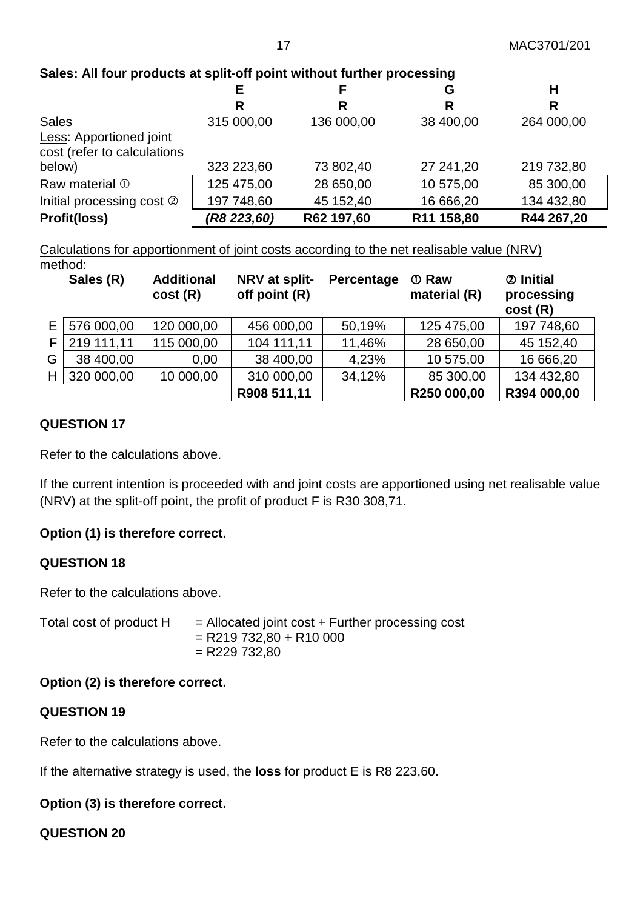**Sales: All four products at split-off point without further processing**

| | E | F | G | H |
|---|---|---|---|---|
| | R | R | R | R |
| Sales | 315 000,00 | 136 000,00 | 38 400,00 | 264 000,00 |
| Less: Apportioned joint cost (refer to calculations below) | 323 223,60 | 73 802,40 | 27 241,20 | 219 732,80 |
| Raw material ① | 125 475,00 | 28 650,00 | 10 575,00 | 85 300,00 |
| Initial processing cost ② | 197 748,60 | 45 152,40 | 16 666,20 | 134 432,80 |
| **Profit(loss)** | ***(R8 223,60)*** | **R62 197,60** | **R11 158,80** | **R44 267,20** |

Calculations for apportionment of joint costs according to the net realisable value (NRV) method:

| | Sales (R) | Additional cost (R) | NRV at split-off point (R) | Percentage | ① Raw material (R) | ② Initial processing cost (R) |
|---|---|---|---|---|---|---|
| E | 576 000,00 | 120 000,00 | 456 000,00 | 50,19% | 125 475,00 | 197 748,60 |
| F | 219 111,11 | 115 000,00 | 104 111,11 | 11,46% | 28 650,00 | 45 152,40 |
| G | 38 400,00 | 0,00 | 38 400,00 | 4,23% | 10 575,00 | 16 666,20 |
| H | 320 000,00 | 10 000,00 | 310 000,00 | 34,12% | 85 300,00 | 134 432,80 |
| | | | **R908 511,11** | | **R250 000,00** | **R394 000,00** |

**QUESTION 17**

Refer to the calculations above.

If the current intention is proceeded with and joint costs are apportioned using net realisable value (NRV) at the split-off point, the profit of product F is R30 308,71.

**Option (1) is therefore correct.**

**QUESTION 18**

Refer to the calculations above.

Total cost of product H = Allocated joint cost + Further processing cost
= R219 732,80 + R10 000
= R229 732,80

**Option (2) is therefore correct.**

**QUESTION 19**

Refer to the calculations above.

If the alternative strategy is used, the **loss** for product E is R8 223,60.

**Option (3) is therefore correct.**

**QUESTION 20**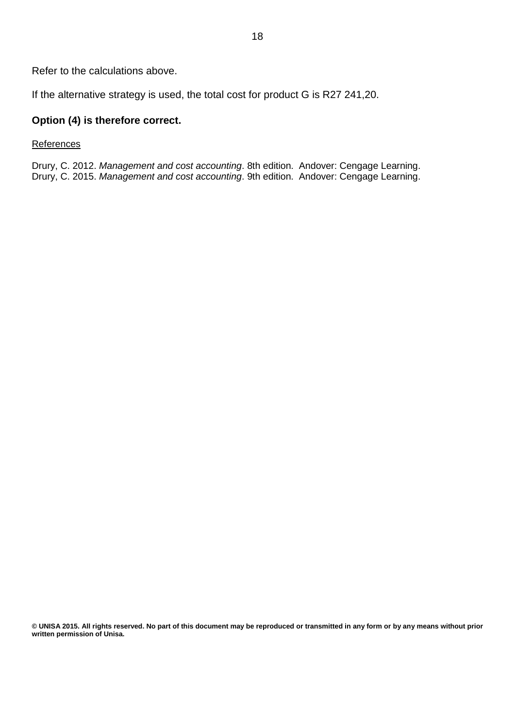Refer to the calculations above.

If the alternative strategy is used, the total cost for product G is R27 241,20.

**Option (4) is therefore correct.**

References

Drury, C. 2012. *Management and cost accounting*. 8th edition. Andover: Cengage Learning.
Drury, C. 2015. *Management and cost accounting*. 9th edition. Andover: Cengage Learning.

**© UNISA 2015. All rights reserved. No part of this document may be reproduced or transmitted in any form or by any means without prior written permission of Unisa.**